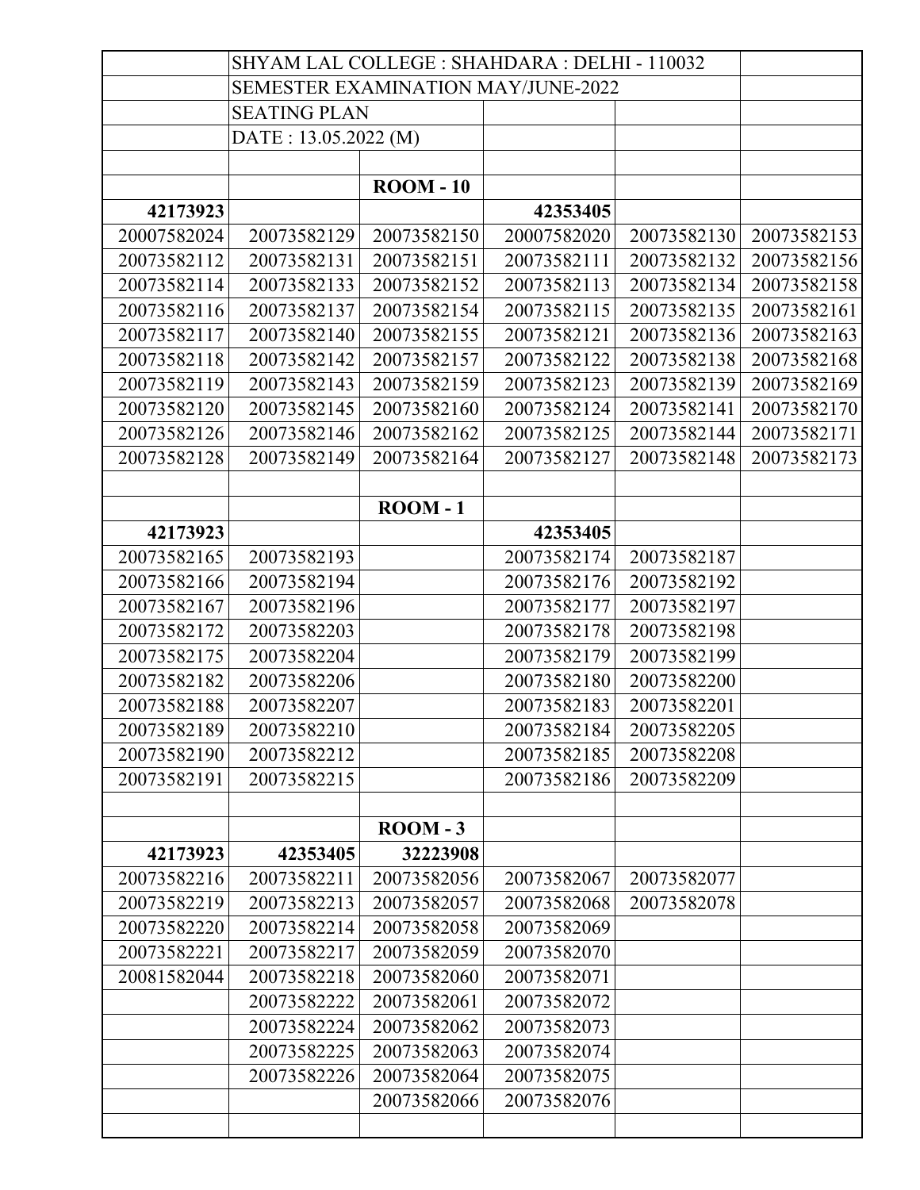| | SHYAM LAL COLLEGE : SHAHDARA : DELHI - 110032 | | | | |
|---|---|---|---|---|---|
| | SEMESTER EXAMINATION MAY/JUNE-2022 | | | | |
| | SEATING PLAN | | | | |
| | DATE : 13.05.2022 (M) | | | | |
| | | | | | |
| | | **ROOM - 10** | | | |
| **42173923** | | | **42353405** | | |
| 20007582024 | 20073582129 | 20073582150 | 20007582020 | 20073582130 | 20073582153 |
| 20073582112 | 20073582131 | 20073582151 | 20073582111 | 20073582132 | 20073582156 |
| 20073582114 | 20073582133 | 20073582152 | 20073582113 | 20073582134 | 20073582158 |
| 20073582116 | 20073582137 | 20073582154 | 20073582115 | 20073582135 | 20073582161 |
| 20073582117 | 20073582140 | 20073582155 | 20073582121 | 20073582136 | 20073582163 |
| 20073582118 | 20073582142 | 20073582157 | 20073582122 | 20073582138 | 20073582168 |
| 20073582119 | 20073582143 | 20073582159 | 20073582123 | 20073582139 | 20073582169 |
| 20073582120 | 20073582145 | 20073582160 | 20073582124 | 20073582141 | 20073582170 |
| 20073582126 | 20073582146 | 20073582162 | 20073582125 | 20073582144 | 20073582171 |
| 20073582128 | 20073582149 | 20073582164 | 20073582127 | 20073582148 | 20073582173 |
| | | | | | |
| | | **ROOM - 1** | | | |
| **42173923** | | | **42353405** | | |
| 20073582165 | 20073582193 | | 20073582174 | 20073582187 | |
| 20073582166 | 20073582194 | | 20073582176 | 20073582192 | |
| 20073582167 | 20073582196 | | 20073582177 | 20073582197 | |
| 20073582172 | 20073582203 | | 20073582178 | 20073582198 | |
| 20073582175 | 20073582204 | | 20073582179 | 20073582199 | |
| 20073582182 | 20073582206 | | 20073582180 | 20073582200 | |
| 20073582188 | 20073582207 | | 20073582183 | 20073582201 | |
| 20073582189 | 20073582210 | | 20073582184 | 20073582205 | |
| 20073582190 | 20073582212 | | 20073582185 | 20073582208 | |
| 20073582191 | 20073582215 | | 20073582186 | 20073582209 | |
| | | | | | |
| | | **ROOM - 3** | | | |
| **42173923** | **42353405** | **32223908** | | | |
| 20073582216 | 20073582211 | 20073582056 | 20073582067 | 20073582077 | |
| 20073582219 | 20073582213 | 20073582057 | 20073582068 | 20073582078 | |
| 20073582220 | 20073582214 | 20073582058 | 20073582069 | | |
| 20073582221 | 20073582217 | 20073582059 | 20073582070 | | |
| 20081582044 | 20073582218 | 20073582060 | 20073582071 | | |
| | 20073582222 | 20073582061 | 20073582072 | | |
| | 20073582224 | 20073582062 | 20073582073 | | |
| | 20073582225 | 20073582063 | 20073582074 | | |
| | 20073582226 | 20073582064 | 20073582075 | | |
| | | 20073582066 | 20073582076 | | |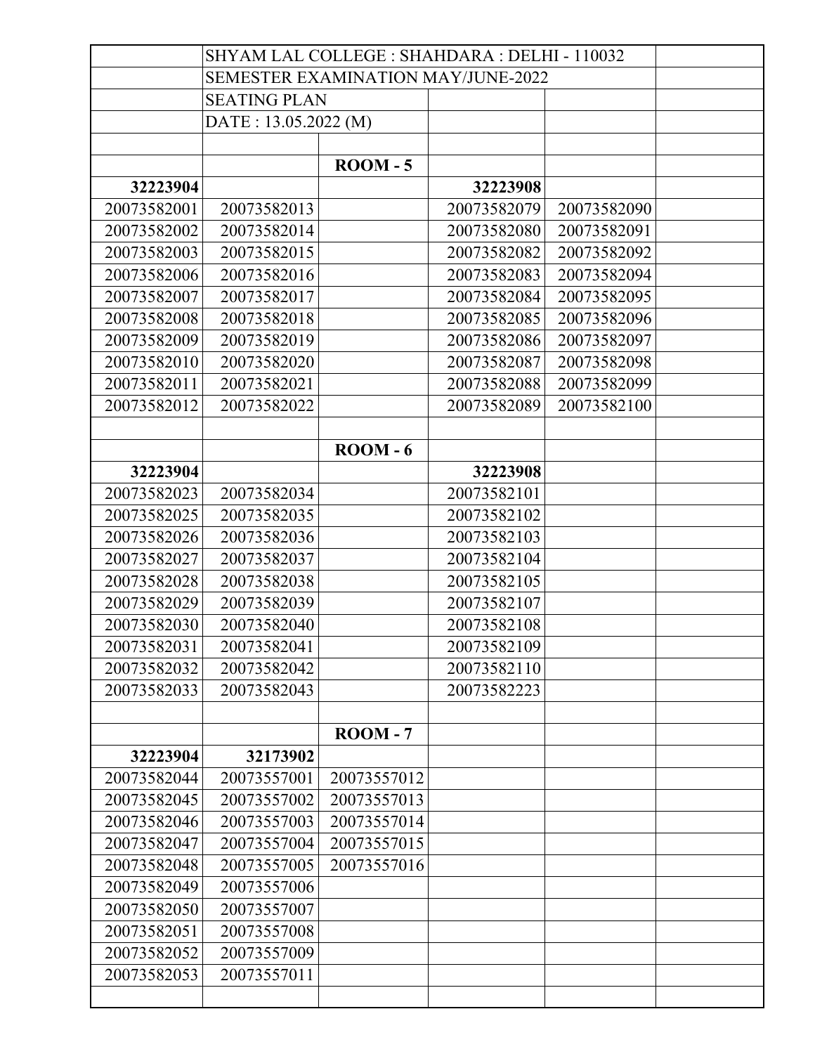SHYAM LAL COLLEGE : SHAHDARA : DELHI - 110032

SEMESTER EXAMINATION MAY/JUNE-2022

SEATING PLAN

DATE : 13.05.2022 (M)

**ROOM - 5**

| 32223904 | | | 32223908 | | |
|---|---|---|---|---|---|
| 20073582001 | 20073582013 | | 20073582079 | 20073582090 | |
| 20073582002 | 20073582014 | | 20073582080 | 20073582091 | |
| 20073582003 | 20073582015 | | 20073582082 | 20073582092 | |
| 20073582006 | 20073582016 | | 20073582083 | 20073582094 | |
| 20073582007 | 20073582017 | | 20073582084 | 20073582095 | |
| 20073582008 | 20073582018 | | 20073582085 | 20073582096 | |
| 20073582009 | 20073582019 | | 20073582086 | 20073582097 | |
| 20073582010 | 20073582020 | | 20073582087 | 20073582098 | |
| 20073582011 | 20073582021 | | 20073582088 | 20073582099 | |
| 20073582012 | 20073582022 | | 20073582089 | 20073582100 | |

**ROOM - 6**

| 32223904 | | | 32223908 | | |
|---|---|---|---|---|---|
| 20073582023 | 20073582034 | | 20073582101 | | |
| 20073582025 | 20073582035 | | 20073582102 | | |
| 20073582026 | 20073582036 | | 20073582103 | | |
| 20073582027 | 20073582037 | | 20073582104 | | |
| 20073582028 | 20073582038 | | 20073582105 | | |
| 20073582029 | 20073582039 | | 20073582107 | | |
| 20073582030 | 20073582040 | | 20073582108 | | |
| 20073582031 | 20073582041 | | 20073582109 | | |
| 20073582032 | 20073582042 | | 20073582110 | | |
| 20073582033 | 20073582043 | | 20073582223 | | |

**ROOM - 7**

| 32223904 | 32173902 | | | | |
|---|---|---|---|---|---|
| 20073582044 | 20073557001 | 20073557012 | | | |
| 20073582045 | 20073557002 | 20073557013 | | | |
| 20073582046 | 20073557003 | 20073557014 | | | |
| 20073582047 | 20073557004 | 20073557015 | | | |
| 20073582048 | 20073557005 | 20073557016 | | | |
| 20073582049 | 20073557006 | | | | |
| 20073582050 | 20073557007 | | | | |
| 20073582051 | 20073557008 | | | | |
| 20073582052 | 20073557009 | | | | |
| 20073582053 | 20073557011 | | | | |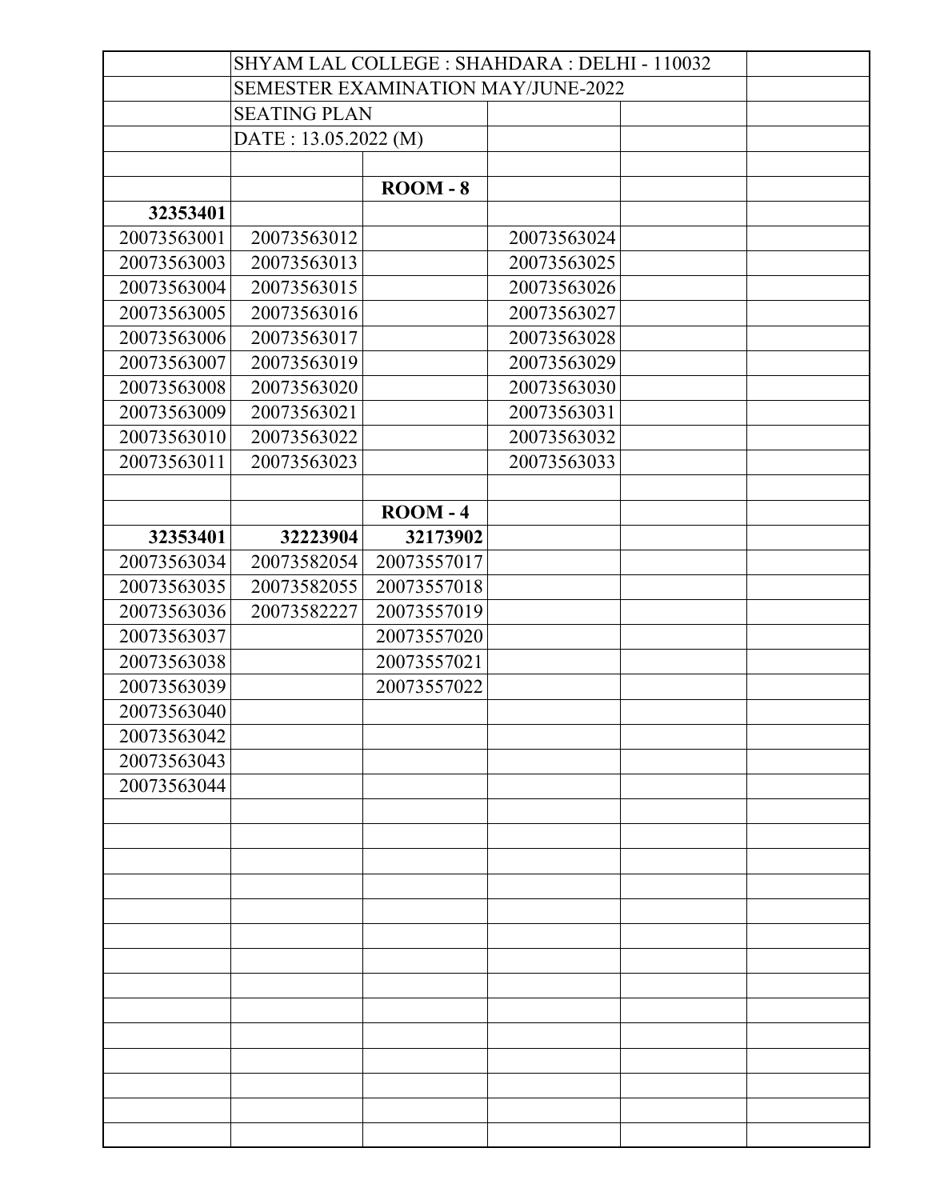| | | | | | |
|---|---|---|---|---|---|
| | SHYAM LAL COLLEGE : SHAHDARA : DELHI - 110032 | | | | |
| | SEMESTER EXAMINATION MAY/JUNE-2022 | | | | |
| | SEATING PLAN | | | | |
| | DATE : 13.05.2022 (M) | | | | |
| | | | | | |
| | | **ROOM - 8** | | | |
| **32353401** | | | | | |
| 20073563001 | 20073563012 | | 20073563024 | | |
| 20073563003 | 20073563013 | | 20073563025 | | |
| 20073563004 | 20073563015 | | 20073563026 | | |
| 20073563005 | 20073563016 | | 20073563027 | | |
| 20073563006 | 20073563017 | | 20073563028 | | |
| 20073563007 | 20073563019 | | 20073563029 | | |
| 20073563008 | 20073563020 | | 20073563030 | | |
| 20073563009 | 20073563021 | | 20073563031 | | |
| 20073563010 | 20073563022 | | 20073563032 | | |
| 20073563011 | 20073563023 | | 20073563033 | | |
| | | | | | |
| | | **ROOM - 4** | | | |
| **32353401** | **32223904** | **32173902** | | | |
| 20073563034 | 20073582054 | 20073557017 | | | |
| 20073563035 | 20073582055 | 20073557018 | | | |
| 20073563036 | 20073582227 | 20073557019 | | | |
| 20073563037 | | 20073557020 | | | |
| 20073563038 | | 20073557021 | | | |
| 20073563039 | | 20073557022 | | | |
| 20073563040 | | | | | |
| 20073563042 | | | | | |
| 20073563043 | | | | | |
| 20073563044 | | | | | |